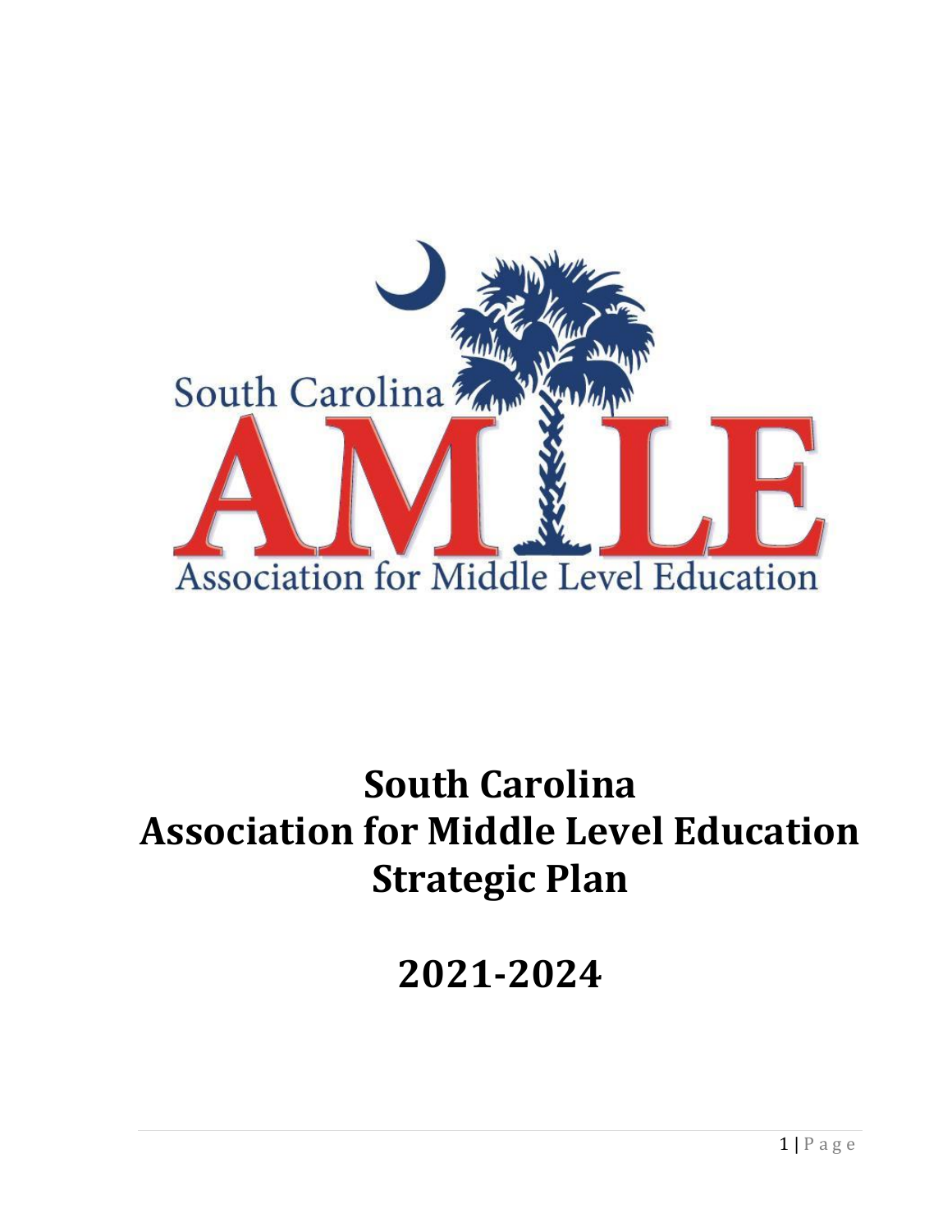South Carolina

AMLE

Association for Middle Level Education

# South Carolina Association for Middle Level Education Strategic Plan

# 2021-2024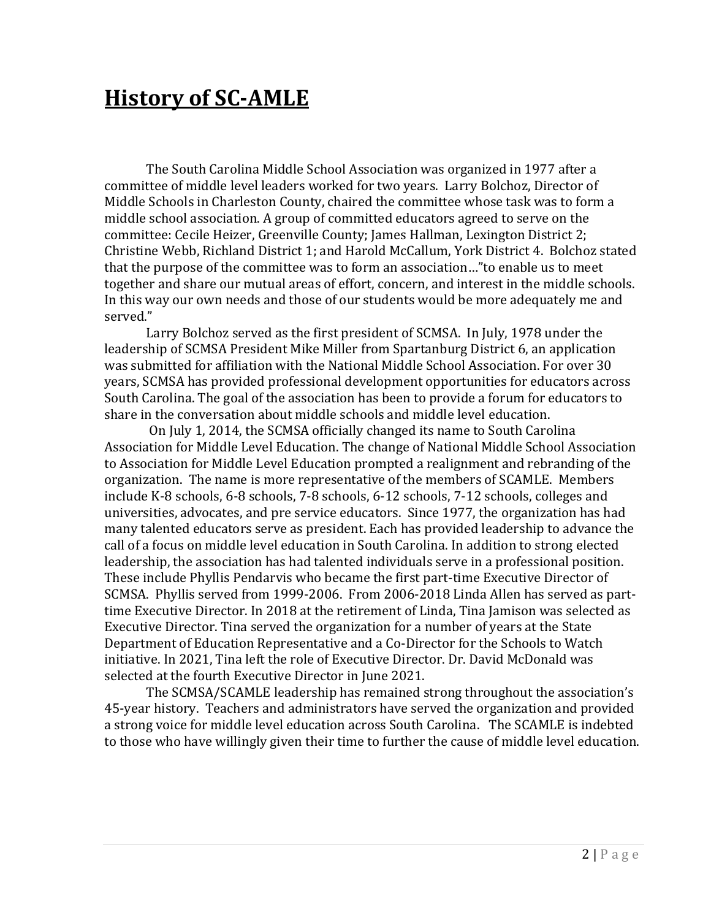# History of SC-AMLE

The South Carolina Middle School Association was organized in 1977 after a committee of middle level leaders worked for two years. Larry Bolchoz, Director of Middle Schools in Charleston County, chaired the committee whose task was to form a middle school association. A group of committed educators agreed to serve on the committee: Cecile Heizer, Greenville County; James Hallman, Lexington District 2; Christine Webb, Richland District 1; and Harold McCallum, York District 4. Bolchoz stated that the purpose of the committee was to form an association…"to enable us to meet together and share our mutual areas of effort, concern, and interest in the middle schools. In this way our own needs and those of our students would be more adequately me and served."

Larry Bolchoz served as the first president of SCMSA. In July, 1978 under the leadership of SCMSA President Mike Miller from Spartanburg District 6, an application was submitted for affiliation with the National Middle School Association. For over 30 years, SCMSA has provided professional development opportunities for educators across South Carolina. The goal of the association has been to provide a forum for educators to share in the conversation about middle schools and middle level education.

On July 1, 2014, the SCMSA officially changed its name to South Carolina Association for Middle Level Education. The change of National Middle School Association to Association for Middle Level Education prompted a realignment and rebranding of the organization. The name is more representative of the members of SCAMLE. Members include K-8 schools, 6-8 schools, 7-8 schools, 6-12 schools, 7-12 schools, colleges and universities, advocates, and pre service educators. Since 1977, the organization has had many talented educators serve as president. Each has provided leadership to advance the call of a focus on middle level education in South Carolina. In addition to strong elected leadership, the association has had talented individuals serve in a professional position. These include Phyllis Pendarvis who became the first part-time Executive Director of SCMSA. Phyllis served from 1999-2006. From 2006-2018 Linda Allen has served as part-time Executive Director. In 2018 at the retirement of Linda, Tina Jamison was selected as Executive Director. Tina served the organization for a number of years at the State Department of Education Representative and a Co-Director for the Schools to Watch initiative. In 2021, Tina left the role of Executive Director. Dr. David McDonald was selected at the fourth Executive Director in June 2021.

The SCMSA/SCAMLE leadership has remained strong throughout the association's 45-year history. Teachers and administrators have served the organization and provided a strong voice for middle level education across South Carolina. The SCAMLE is indebted to those who have willingly given their time to further the cause of middle level education.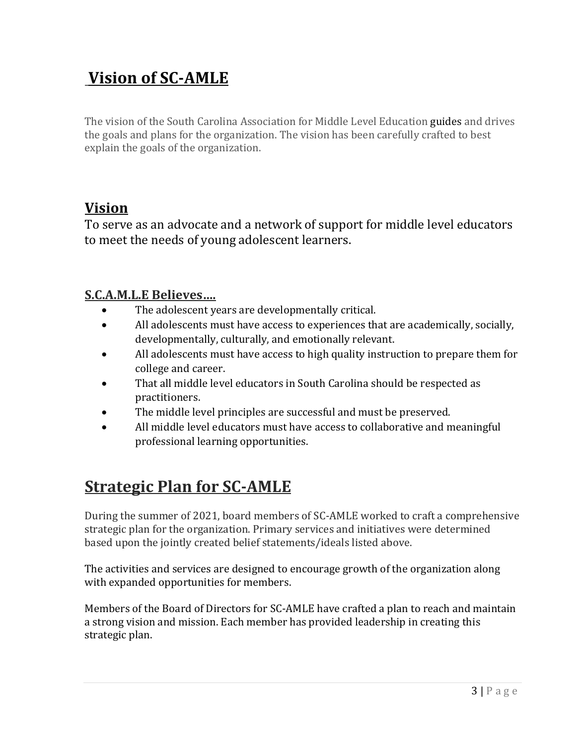# Vision of SC-AMLE

The vision of the South Carolina Association for Middle Level Education guides and drives the goals and plans for the organization. The vision has been carefully crafted to best explain the goals of the organization.

## Vision

To serve as an advocate and a network of support for middle level educators to meet the needs of young adolescent learners.

### S.C.A.M.L.E Believes….

- The adolescent years are developmentally critical.
- All adolescents must have access to experiences that are academically, socially, developmentally, culturally, and emotionally relevant.
- All adolescents must have access to high quality instruction to prepare them for college and career.
- That all middle level educators in South Carolina should be respected as practitioners.
- The middle level principles are successful and must be preserved.
- All middle level educators must have access to collaborative and meaningful professional learning opportunities.

# Strategic Plan for SC-AMLE

During the summer of 2021, board members of SC-AMLE worked to craft a comprehensive strategic plan for the organization. Primary services and initiatives were determined based upon the jointly created belief statements/ideals listed above.

The activities and services are designed to encourage growth of the organization along with expanded opportunities for members.

Members of the Board of Directors for SC-AMLE have crafted a plan to reach and maintain a strong vision and mission. Each member has provided leadership in creating this strategic plan.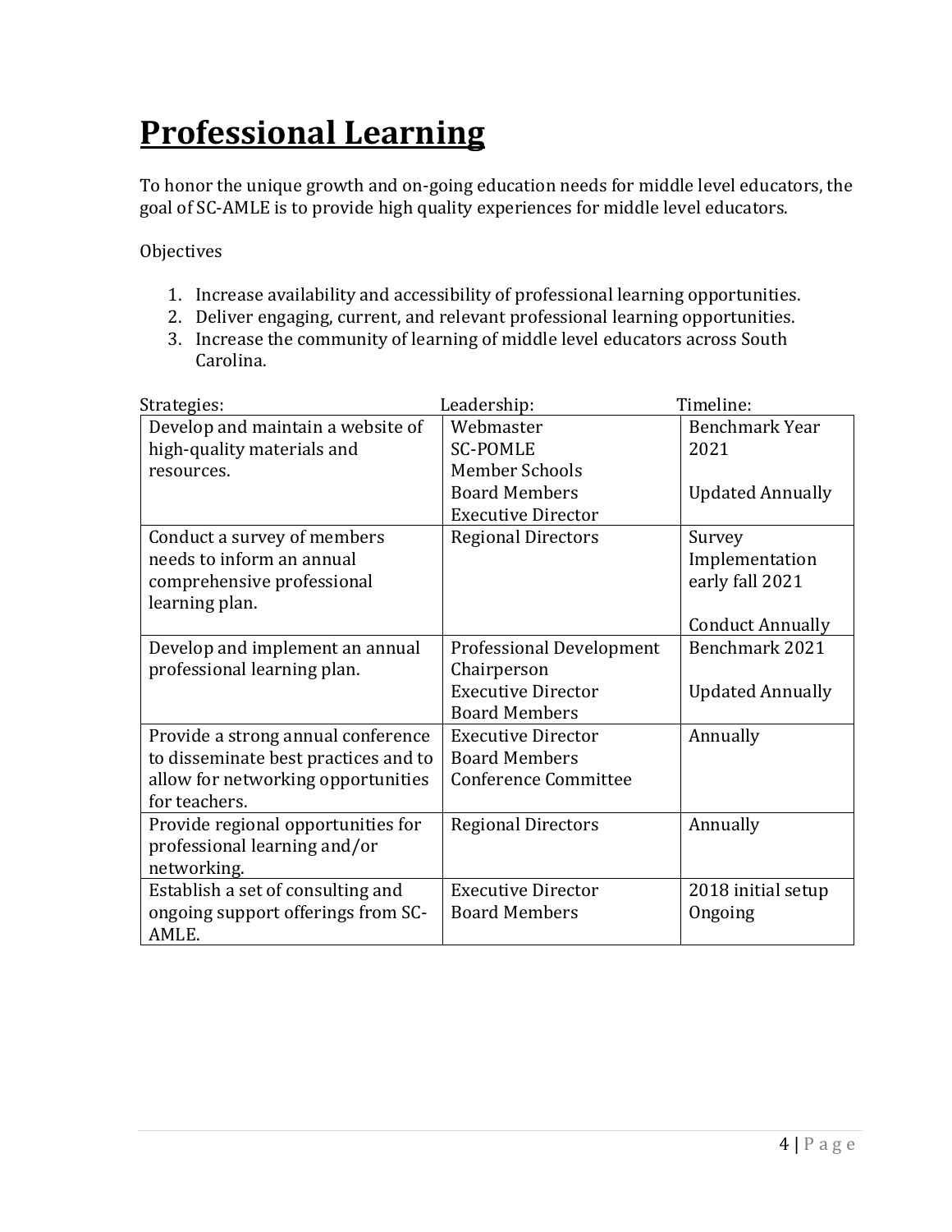# Professional Learning

To honor the unique growth and on-going education needs for middle level educators, the goal of SC-AMLE is to provide high quality experiences for middle level educators.

Objectives

1. Increase availability and accessibility of professional learning opportunities.
2. Deliver engaging, current, and relevant professional learning opportunities.
3. Increase the community of learning of middle level educators across South Carolina.

| Strategies: | Leadership: | Timeline: |
|---|---|---|
| Develop and maintain a website of high-quality materials and resources. | Webmaster<br>SC-POMLE<br>Member Schools<br>Board Members<br>Executive Director | Benchmark Year 2021<br><br>Updated Annually |
| Conduct a survey of members needs to inform an annual comprehensive professional learning plan. | Regional Directors | Survey Implementation early fall 2021<br><br>Conduct Annually |
| Develop and implement an annual professional learning plan. | Professional Development Chairperson<br>Executive Director<br>Board Members | Benchmark 2021<br><br>Updated Annually |
| Provide a strong annual conference to disseminate best practices and to allow for networking opportunities for teachers. | Executive Director<br>Board Members<br>Conference Committee | Annually |
| Provide regional opportunities for professional learning and/or networking. | Regional Directors | Annually |
| Establish a set of consulting and ongoing support offerings from SC-AMLE. | Executive Director<br>Board Members | 2018 initial setup<br>Ongoing |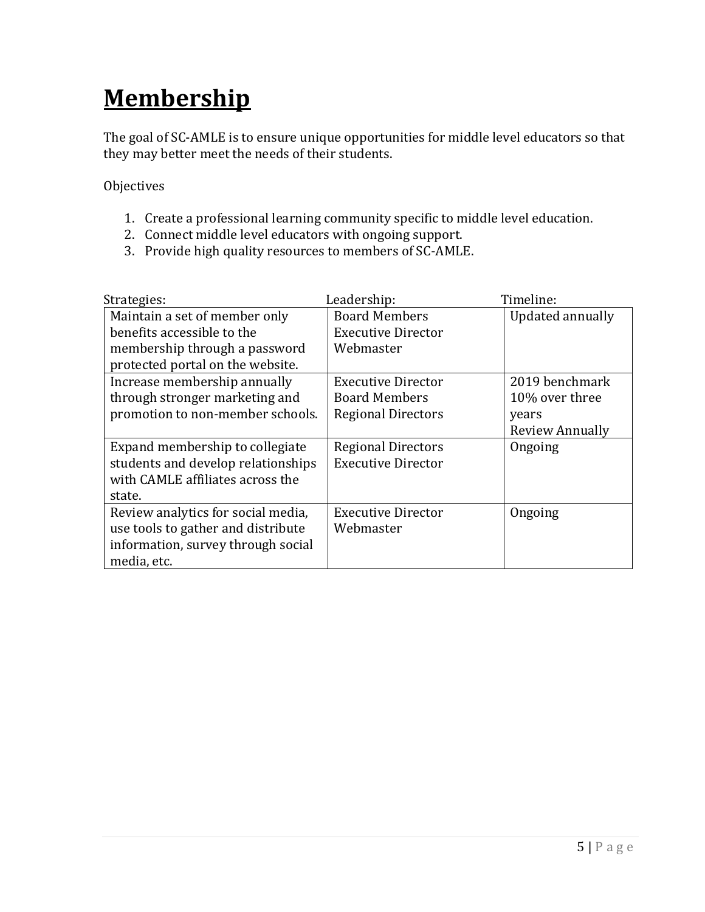# Membership

The goal of SC-AMLE is to ensure unique opportunities for middle level educators so that they may better meet the needs of their students.

Objectives

1. Create a professional learning community specific to middle level education.
2. Connect middle level educators with ongoing support.
3. Provide high quality resources to members of SC-AMLE.

| Strategies: | Leadership: | Timeline: |
|---|---|---|
| Maintain a set of member only benefits accessible to the membership through a password protected portal on the website. | Board Members<br>Executive Director<br>Webmaster | Updated annually |
| Increase membership annually through stronger marketing and promotion to non-member schools. | Executive Director<br>Board Members<br>Regional Directors | 2019 benchmark<br>10% over three years<br>Review Annually |
| Expand membership to collegiate students and develop relationships with CAMLE affiliates across the state. | Regional Directors<br>Executive Director | Ongoing |
| Review analytics for social media, use tools to gather and distribute information, survey through social media, etc. | Executive Director<br>Webmaster | Ongoing |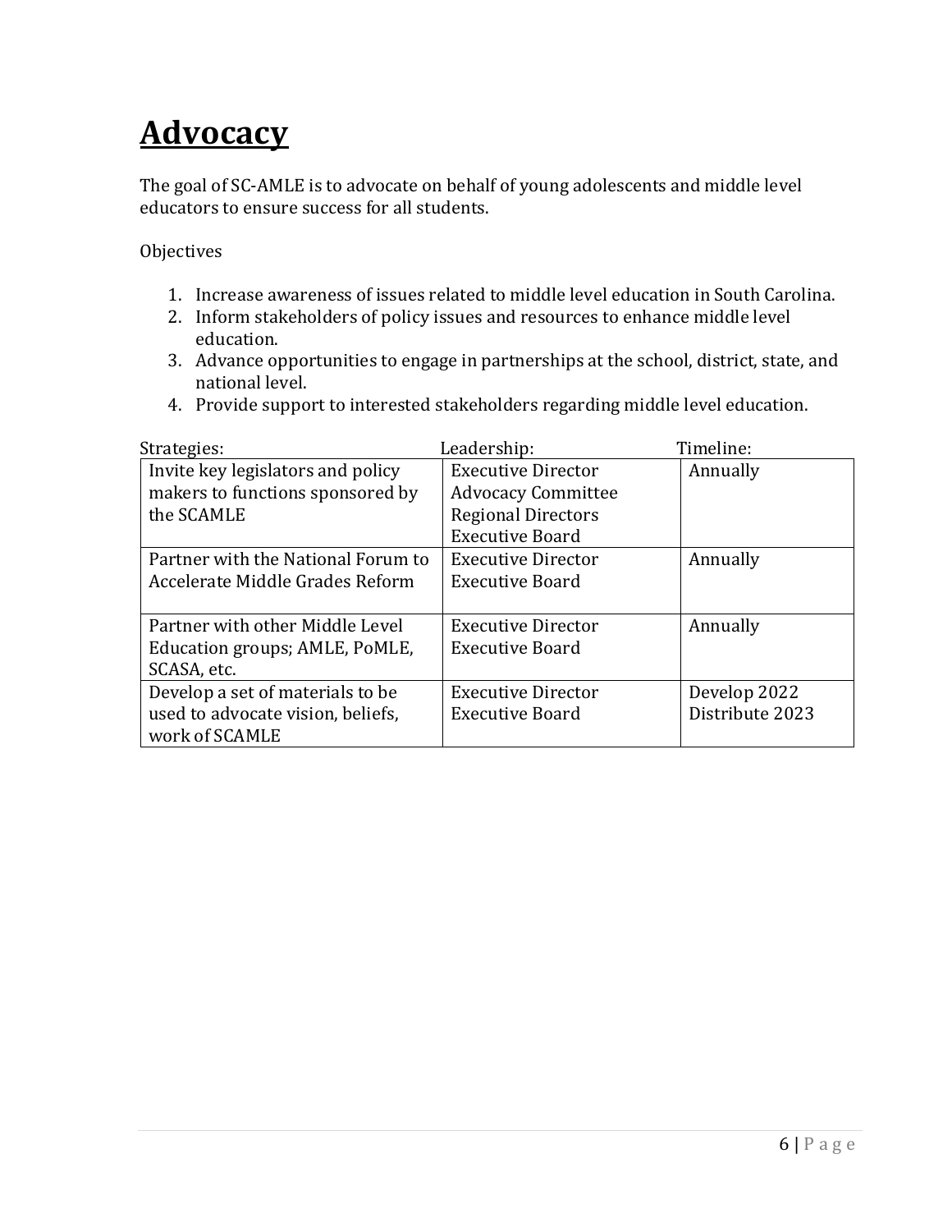# Advocacy

The goal of SC-AMLE is to advocate on behalf of young adolescents and middle level educators to ensure success for all students.

Objectives

1. Increase awareness of issues related to middle level education in South Carolina.
2. Inform stakeholders of policy issues and resources to enhance middle level education.
3. Advance opportunities to engage in partnerships at the school, district, state, and national level.
4. Provide support to interested stakeholders regarding middle level education.

| Strategies: | Leadership: | Timeline: |
|---|---|---|
| Invite key legislators and policy makers to functions sponsored by the SCAMLE | Executive Director<br>Advocacy Committee<br>Regional Directors<br>Executive Board | Annually |
| Partner with the National Forum to Accelerate Middle Grades Reform | Executive Director<br>Executive Board | Annually |
| Partner with other Middle Level Education groups; AMLE, PoMLE, SCASA, etc. | Executive Director<br>Executive Board | Annually |
| Develop a set of materials to be used to advocate vision, beliefs, work of SCAMLE | Executive Director<br>Executive Board | Develop 2022<br>Distribute 2023 |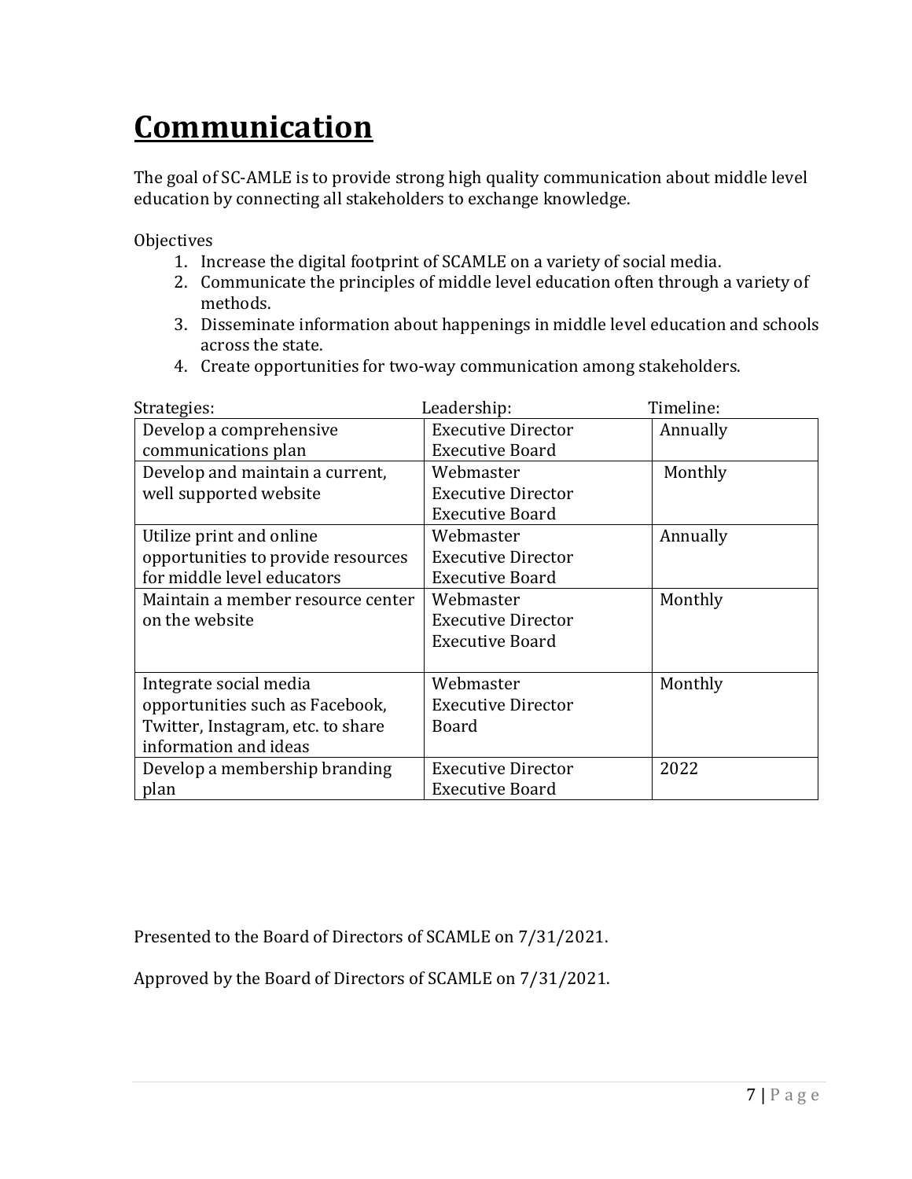# Communication

The goal of SC-AMLE is to provide strong high quality communication about middle level education by connecting all stakeholders to exchange knowledge.

Objectives

1. Increase the digital footprint of SCAMLE on a variety of social media.
2. Communicate the principles of middle level education often through a variety of methods.
3. Disseminate information about happenings in middle level education and schools across the state.
4. Create opportunities for two-way communication among stakeholders.

| Strategies: | Leadership: | Timeline: |
|---|---|---|
| Develop a comprehensive communications plan | Executive Director<br>Executive Board | Annually |
| Develop and maintain a current, well supported website | Webmaster<br>Executive Director<br>Executive Board | Monthly |
| Utilize print and online opportunities to provide resources for middle level educators | Webmaster<br>Executive Director<br>Executive Board | Annually |
| Maintain a member resource center on the website | Webmaster<br>Executive Director<br>Executive Board | Monthly |
| Integrate social media opportunities such as Facebook, Twitter, Instagram, etc. to share information and ideas | Webmaster<br>Executive Director<br>Board | Monthly |
| Develop a membership branding plan | Executive Director<br>Executive Board | 2022 |

Presented to the Board of Directors of SCAMLE on 7/31/2021.

Approved by the Board of Directors of SCAMLE on 7/31/2021.